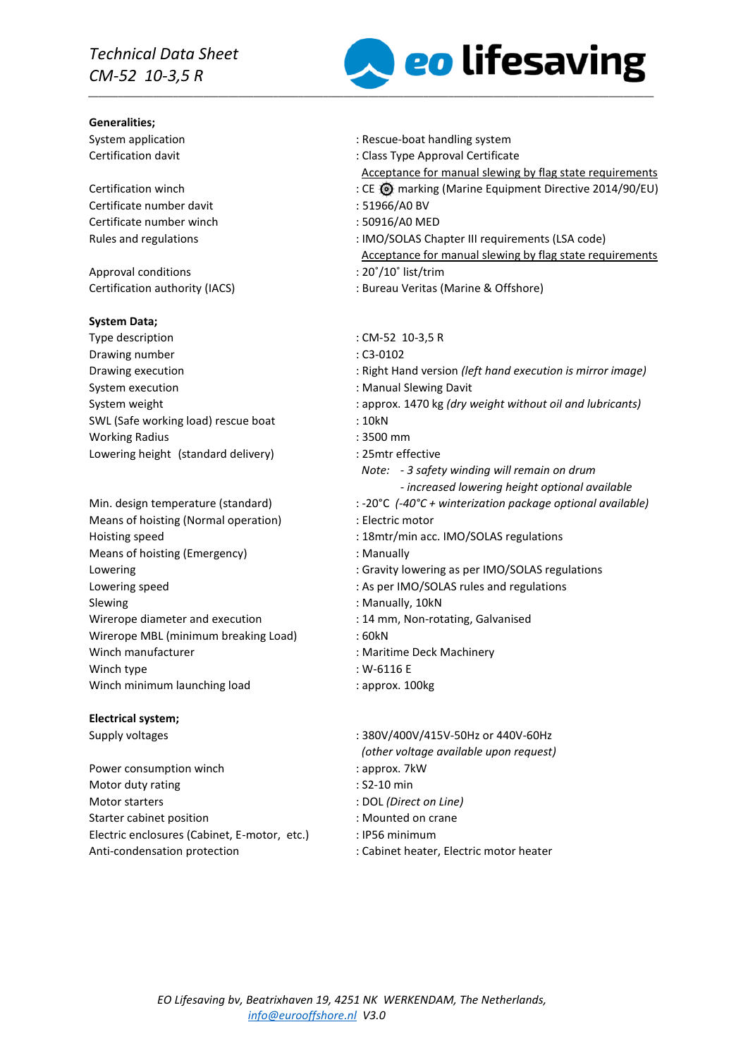*Technical Data Sheet*
*CM-52 10-3,5 R*

eo lifesaving

**Generalities;**

| | |
|---|---|
| System application | : Rescue-boat handling system |
| Certification davit | : Class Type Approval Certificate |
| | Acceptance for manual slewing by flag state requirements |
| Certification winch | : CE marking (Marine Equipment Directive 2014/90/EU) |
| Certificate number davit | : 51966/A0 BV |
| Certificate number winch | : 50916/A0 MED |
| Rules and regulations | : IMO/SOLAS Chapter III requirements (LSA code) |
| | Acceptance for manual slewing by flag state requirements |
| Approval conditions | : 20˚/10˚ list/trim |
| Certification authority (IACS) | : Bureau Veritas (Marine & Offshore) |

**System Data;**

| | |
|---|---|
| Type description | : CM-52 10-3,5 R |
| Drawing number | : C3-0102 |
| Drawing execution | : Right Hand version *(left hand execution is mirror image)* |
| System execution | : Manual Slewing Davit |
| System weight | : approx. 1470 kg *(dry weight without oil and lubricants)* |
| SWL (Safe working load) rescue boat | : 10kN |
| Working Radius | : 3500 mm |
| Lowering height (standard delivery) | : 25mtr effective |
| | *Note: - 3 safety winding will remain on drum* |
| | *- increased lowering height optional available* |
| Min. design temperature (standard) | : -20°C *(-40°C + winterization package optional available)* |
| Means of hoisting (Normal operation) | : Electric motor |
| Hoisting speed | : 18mtr/min acc. IMO/SOLAS regulations |
| Means of hoisting (Emergency) | : Manually |
| Lowering | : Gravity lowering as per IMO/SOLAS regulations |
| Lowering speed | : As per IMO/SOLAS rules and regulations |
| Slewing | : Manually, 10kN |
| Wirerope diameter and execution | : 14 mm, Non-rotating, Galvanised |
| Wirerope MBL (minimum breaking Load) | : 60kN |
| Winch manufacturer | : Maritime Deck Machinery |
| Winch type | : W-6116 E |
| Winch minimum launching load | : approx. 100kg |

**Electrical system;**

| | |
|---|---|
| Supply voltages | : 380V/400V/415V-50Hz or 440V-60Hz |
| | *(other voltage available upon request)* |
| Power consumption winch | : approx. 7kW |
| Motor duty rating | : S2-10 min |
| Motor starters | : DOL *(Direct on Line)* |
| Starter cabinet position | : Mounted on crane |
| Electric enclosures (Cabinet, E-motor, etc.) | : IP56 minimum |
| Anti-condensation protection | : Cabinet heater, Electric motor heater |

*EO Lifesaving bv, Beatrixhaven 19, 4251 NK WERKENDAM, The Netherlands,*
*info@eurooffshore.nl V3.0*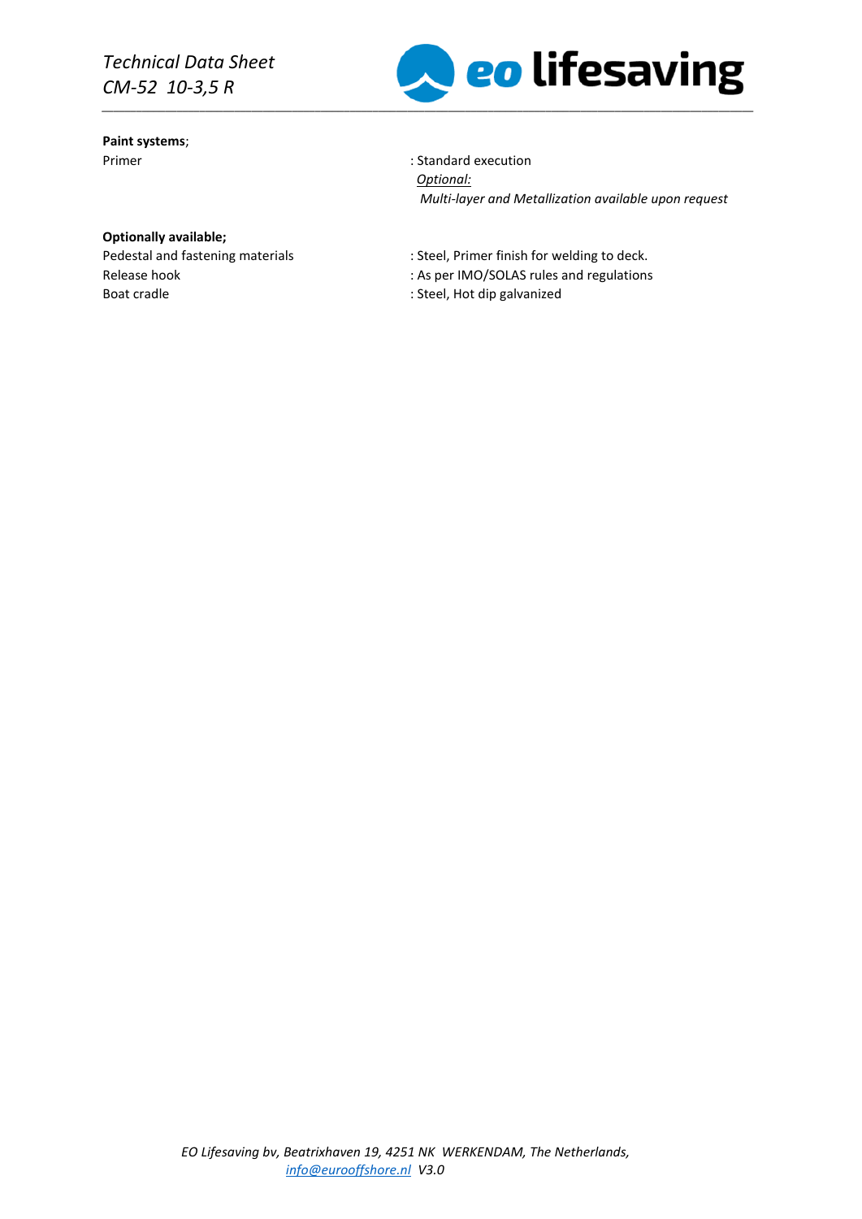**Paint systems**;

Primer : Standard execution

*Optional:*

*Multi-layer and Metallization available upon request*

**Optionally available;**

| | |
|---|---|
| Pedestal and fastening materials | : Steel, Primer finish for welding to deck. |
| Release hook | : As per IMO/SOLAS rules and regulations |
| Boat cradle | : Steel, Hot dip galvanized |

*EO Lifesaving bv, Beatrixhaven 19, 4251 NK WERKENDAM, The Netherlands,*
*info@eurooffshore.nl V3.0*